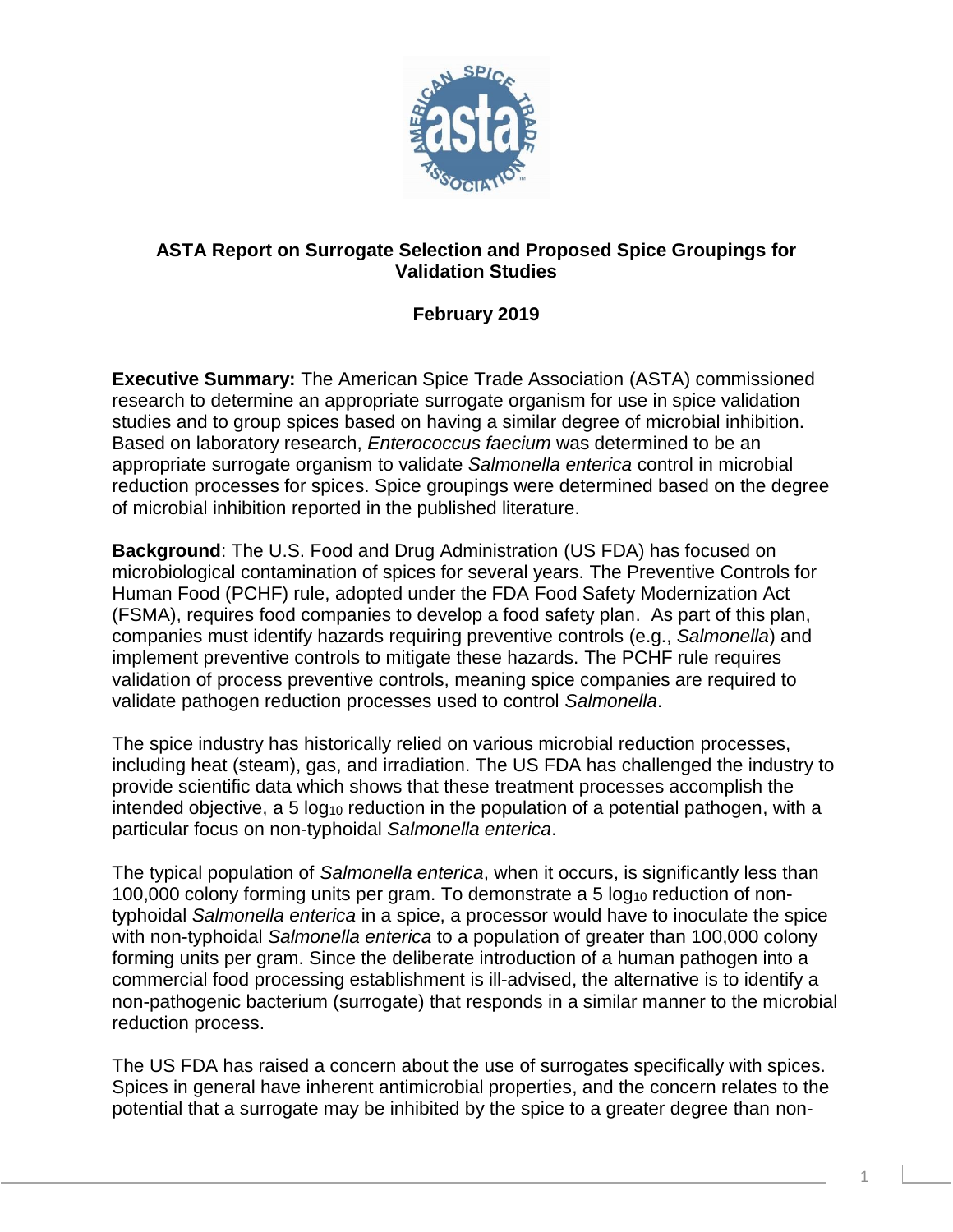# ASTA Report on Surrogate Selection and Proposed Spice Groupings for Validation Studies

**February 2019**

**Executive Summary:** The American Spice Trade Association (ASTA) commissioned research to determine an appropriate surrogate organism for use in spice validation studies and to group spices based on having a similar degree of microbial inhibition. Based on laboratory research, *Enterococcus faecium* was determined to be an appropriate surrogate organism to validate *Salmonella enterica* control in microbial reduction processes for spices. Spice groupings were determined based on the degree of microbial inhibition reported in the published literature.

**Background**: The U.S. Food and Drug Administration (US FDA) has focused on microbiological contamination of spices for several years. The Preventive Controls for Human Food (PCHF) rule, adopted under the FDA Food Safety Modernization Act (FSMA), requires food companies to develop a food safety plan. As part of this plan, companies must identify hazards requiring preventive controls (e.g., *Salmonella*) and implement preventive controls to mitigate these hazards. The PCHF rule requires validation of process preventive controls, meaning spice companies are required to validate pathogen reduction processes used to control *Salmonella*.

The spice industry has historically relied on various microbial reduction processes, including heat (steam), gas, and irradiation. The US FDA has challenged the industry to provide scientific data which shows that these treatment processes accomplish the intended objective, a 5 $\log_{10}$ reduction in the population of a potential pathogen, with a particular focus on non-typhoidal *Salmonella enterica*.

The typical population of *Salmonella enterica*, when it occurs, is significantly less than 100,000 colony forming units per gram. To demonstrate a 5 $\log_{10}$ reduction of non-typhoidal *Salmonella enterica* in a spice, a processor would have to inoculate the spice with non-typhoidal *Salmonella enterica* to a population of greater than 100,000 colony forming units per gram. Since the deliberate introduction of a human pathogen into a commercial food processing establishment is ill-advised, the alternative is to identify a non-pathogenic bacterium (surrogate) that responds in a similar manner to the microbial reduction process.

The US FDA has raised a concern about the use of surrogates specifically with spices. Spices in general have inherent antimicrobial properties, and the concern relates to the potential that a surrogate may be inhibited by the spice to a greater degree than non-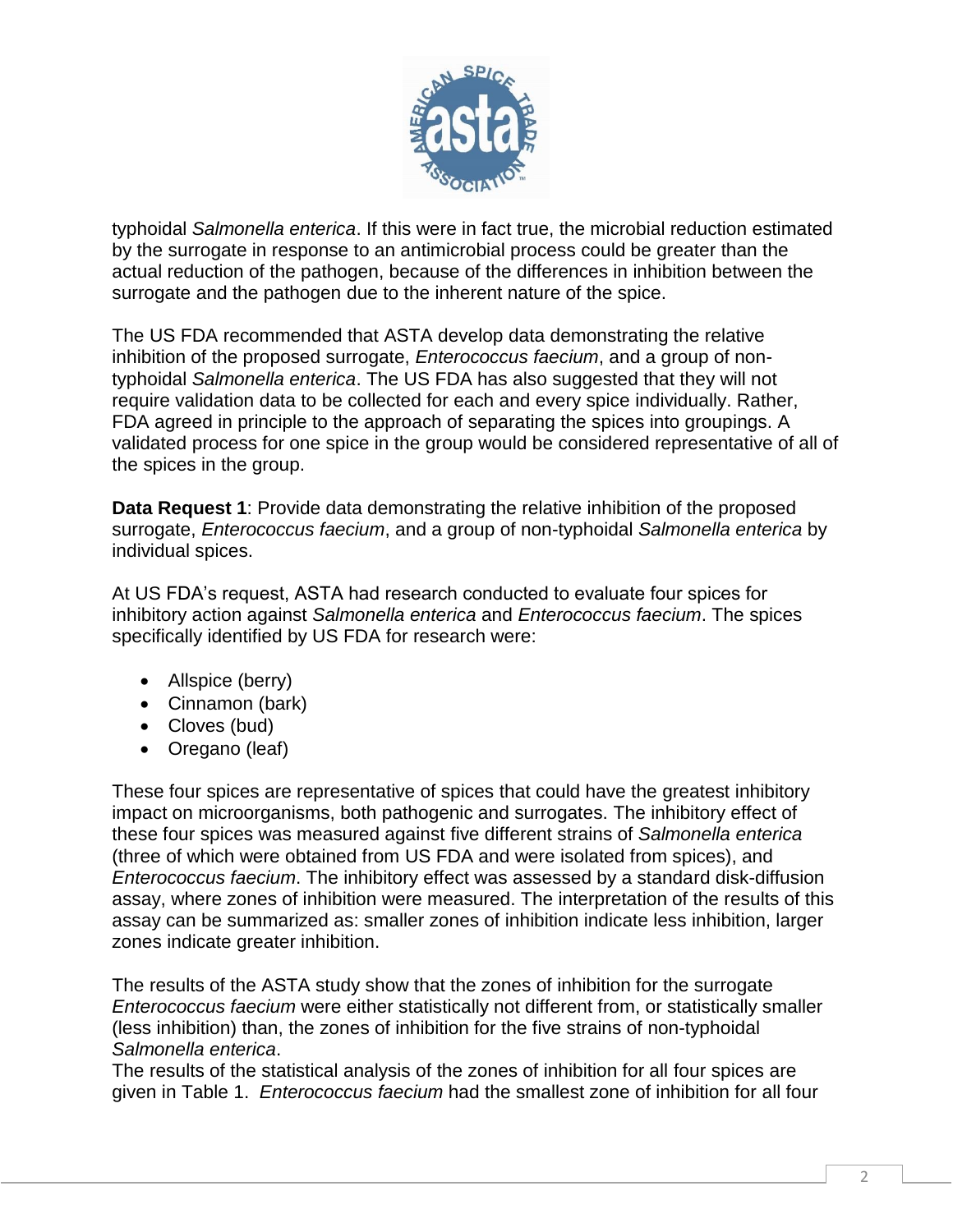typhoidal *Salmonella enterica*. If this were in fact true, the microbial reduction estimated by the surrogate in response to an antimicrobial process could be greater than the actual reduction of the pathogen, because of the differences in inhibition between the surrogate and the pathogen due to the inherent nature of the spice.

The US FDA recommended that ASTA develop data demonstrating the relative inhibition of the proposed surrogate, *Enterococcus faecium*, and a group of non-typhoidal *Salmonella enterica*. The US FDA has also suggested that they will not require validation data to be collected for each and every spice individually. Rather, FDA agreed in principle to the approach of separating the spices into groupings. A validated process for one spice in the group would be considered representative of all of the spices in the group.

**Data Request 1**: Provide data demonstrating the relative inhibition of the proposed surrogate, *Enterococcus faecium*, and a group of non-typhoidal *Salmonella enterica* by individual spices.

At US FDA's request, ASTA had research conducted to evaluate four spices for inhibitory action against *Salmonella enterica* and *Enterococcus faecium*. The spices specifically identified by US FDA for research were:

- Allspice (berry)
- Cinnamon (bark)
- Cloves (bud)
- Oregano (leaf)

These four spices are representative of spices that could have the greatest inhibitory impact on microorganisms, both pathogenic and surrogates. The inhibitory effect of these four spices was measured against five different strains of *Salmonella enterica* (three of which were obtained from US FDA and were isolated from spices), and *Enterococcus faecium*. The inhibitory effect was assessed by a standard disk-diffusion assay, where zones of inhibition were measured. The interpretation of the results of this assay can be summarized as: smaller zones of inhibition indicate less inhibition, larger zones indicate greater inhibition.

The results of the ASTA study show that the zones of inhibition for the surrogate *Enterococcus faecium* were either statistically not different from, or statistically smaller (less inhibition) than, the zones of inhibition for the five strains of non-typhoidal *Salmonella enterica*.
The results of the statistical analysis of the zones of inhibition for all four spices are given in Table 1. *Enterococcus faecium* had the smallest zone of inhibition for all four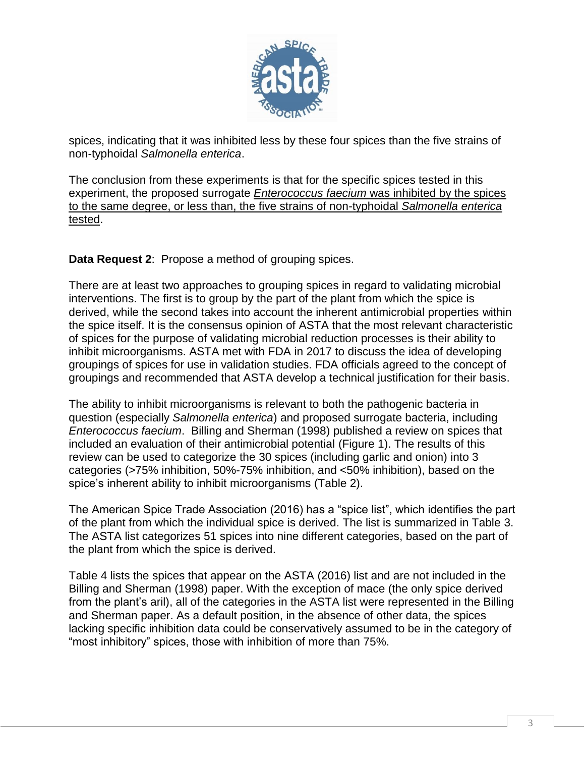spices, indicating that it was inhibited less by these four spices than the five strains of non-typhoidal *Salmonella enterica*.

The conclusion from these experiments is that for the specific spices tested in this experiment, the proposed surrogate *Enterococcus faecium* was inhibited by the spices to the same degree, or less than, the five strains of non-typhoidal *Salmonella enterica* tested.

**Data Request 2**: Propose a method of grouping spices.

There are at least two approaches to grouping spices in regard to validating microbial interventions. The first is to group by the part of the plant from which the spice is derived, while the second takes into account the inherent antimicrobial properties within the spice itself. It is the consensus opinion of ASTA that the most relevant characteristic of spices for the purpose of validating microbial reduction processes is their ability to inhibit microorganisms. ASTA met with FDA in 2017 to discuss the idea of developing groupings of spices for use in validation studies. FDA officials agreed to the concept of groupings and recommended that ASTA develop a technical justification for their basis.

The ability to inhibit microorganisms is relevant to both the pathogenic bacteria in question (especially *Salmonella enterica*) and proposed surrogate bacteria, including *Enterococcus faecium*. Billing and Sherman (1998) published a review on spices that included an evaluation of their antimicrobial potential (Figure 1). The results of this review can be used to categorize the 30 spices (including garlic and onion) into 3 categories (>75% inhibition, 50%-75% inhibition, and <50% inhibition), based on the spice's inherent ability to inhibit microorganisms (Table 2).

The American Spice Trade Association (2016) has a "spice list", which identifies the part of the plant from which the individual spice is derived. The list is summarized in Table 3. The ASTA list categorizes 51 spices into nine different categories, based on the part of the plant from which the spice is derived.

Table 4 lists the spices that appear on the ASTA (2016) list and are not included in the Billing and Sherman (1998) paper. With the exception of mace (the only spice derived from the plant's aril), all of the categories in the ASTA list were represented in the Billing and Sherman paper. As a default position, in the absence of other data, the spices lacking specific inhibition data could be conservatively assumed to be in the category of "most inhibitory" spices, those with inhibition of more than 75%.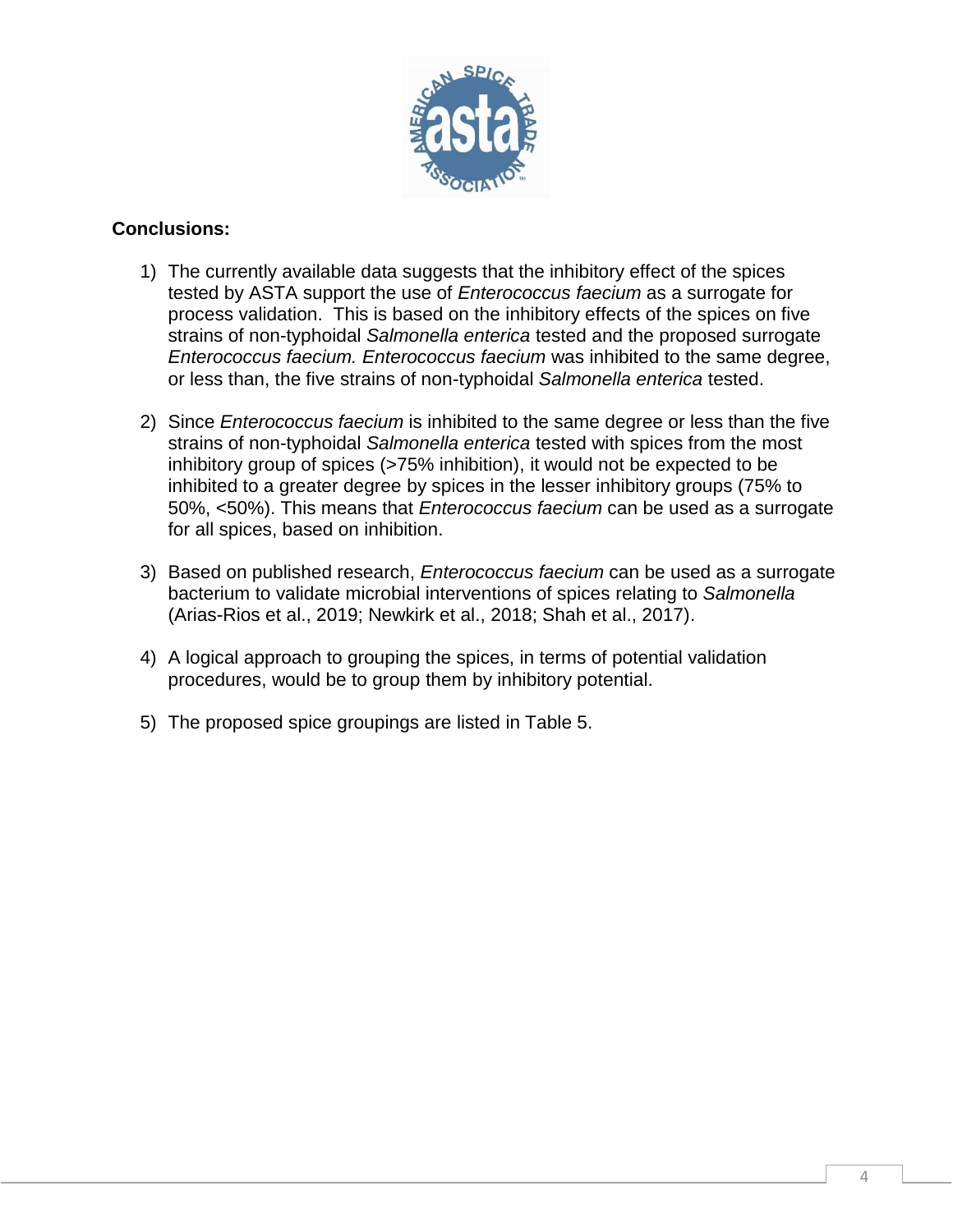**Conclusions:**

1) The currently available data suggests that the inhibitory effect of the spices tested by ASTA support the use of *Enterococcus faecium* as a surrogate for process validation. This is based on the inhibitory effects of the spices on five strains of non-typhoidal *Salmonella enterica* tested and the proposed surrogate *Enterococcus faecium. Enterococcus faecium* was inhibited to the same degree, or less than, the five strains of non-typhoidal *Salmonella enterica* tested.

2) Since *Enterococcus faecium* is inhibited to the same degree or less than the five strains of non-typhoidal *Salmonella enterica* tested with spices from the most inhibitory group of spices (>75% inhibition), it would not be expected to be inhibited to a greater degree by spices in the lesser inhibitory groups (75% to 50%, <50%). This means that *Enterococcus faecium* can be used as a surrogate for all spices, based on inhibition.

3) Based on published research, *Enterococcus faecium* can be used as a surrogate bacterium to validate microbial interventions of spices relating to *Salmonella* (Arias-Rios et al., 2019; Newkirk et al., 2018; Shah et al., 2017).

4) A logical approach to grouping the spices, in terms of potential validation procedures, would be to group them by inhibitory potential.

5) The proposed spice groupings are listed in Table 5.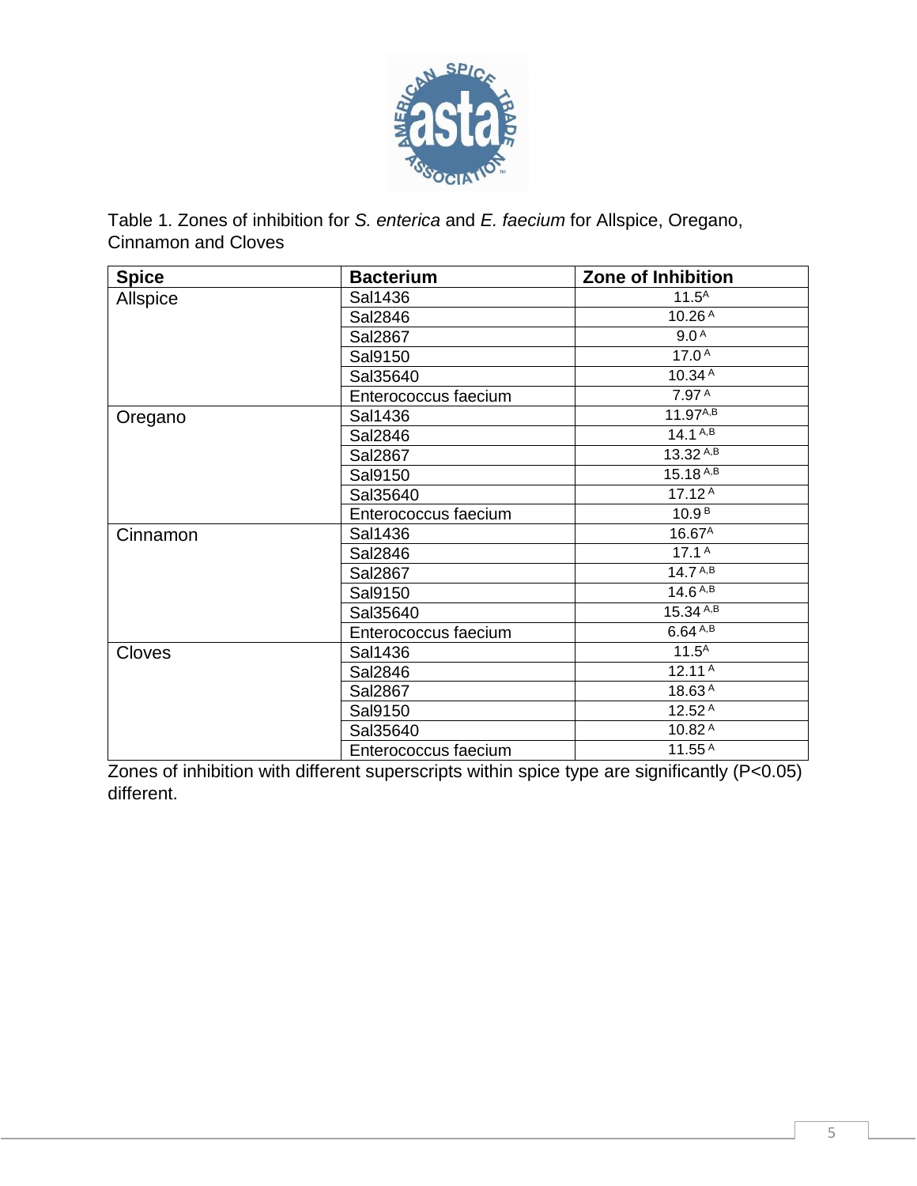Table 1. Zones of inhibition for *S. enterica* and *E. faecium* for Allspice, Oregano, Cinnamon and Cloves

| Spice | Bacterium | Zone of Inhibition |
|---|---|---|
| Allspice | Sal1436 | $11.5^{A}$ |
| | Sal2846 | $10.26^{A}$ |
| | Sal2867 | $9.0^{A}$ |
| | Sal9150 | $17.0^{A}$ |
| | Sal35640 | $10.34^{A}$ |
| | Enterococcus faecium | $7.97^{A}$ |
| Oregano | Sal1436 | $11.97^{A,B}$ |
| | Sal2846 | $14.1^{A,B}$ |
| | Sal2867 | $13.32^{A,B}$ |
| | Sal9150 | $15.18^{A,B}$ |
| | Sal35640 | $17.12^{A}$ |
| | Enterococcus faecium | $10.9^{B}$ |
| Cinnamon | Sal1436 | $16.67^{A}$ |
| | Sal2846 | $17.1^{A}$ |
| | Sal2867 | $14.7^{A,B}$ |
| | Sal9150 | $14.6^{A,B}$ |
| | Sal35640 | $15.34^{A,B}$ |
| | Enterococcus faecium | $6.64^{A,B}$ |
| Cloves | Sal1436 | $11.5^{A}$ |
| | Sal2846 | $12.11^{A}$ |
| | Sal2867 | $18.63^{A}$ |
| | Sal9150 | $12.52^{A}$ |
| | Sal35640 | $10.82^{A}$ |
| | Enterococcus faecium | $11.55^{A}$ |

Zones of inhibition with different superscripts within spice type are significantly ($P<0.05$) different.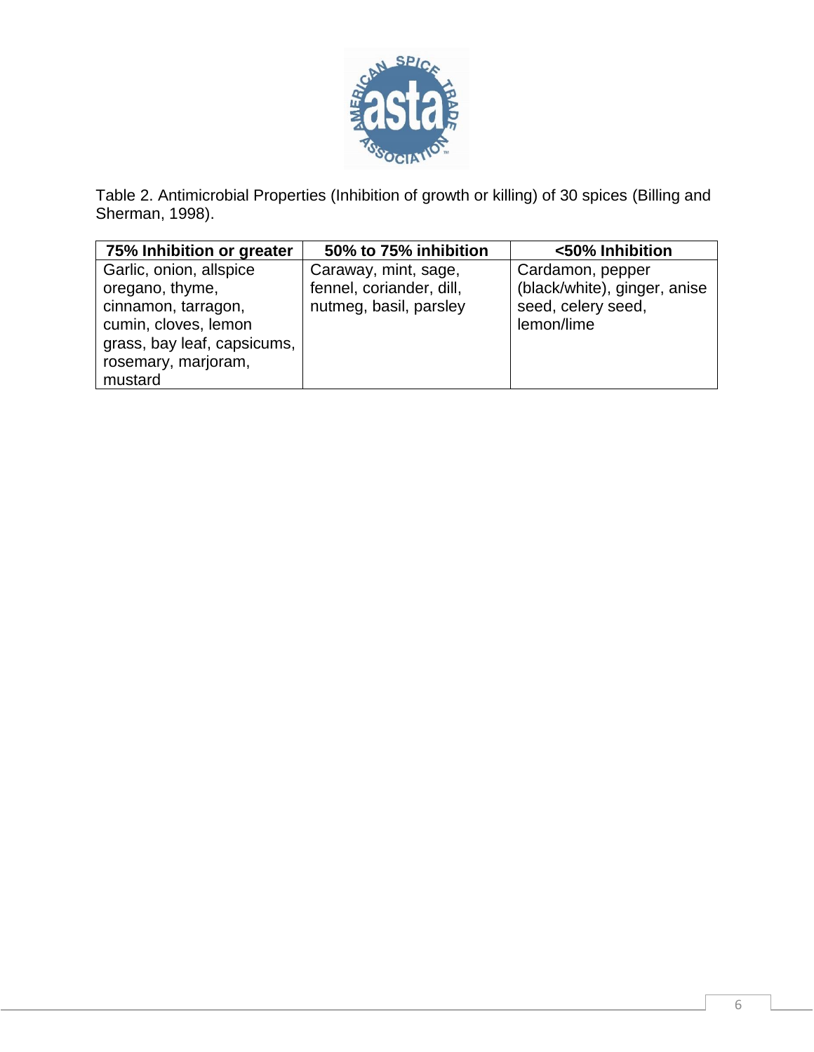Table 2. Antimicrobial Properties (Inhibition of growth or killing) of 30 spices (Billing and Sherman, 1998).

| 75% Inhibition or greater | 50% to 75% inhibition | <50% Inhibition |
|---|---|---|
| Garlic, onion, allspice oregano, thyme, cinnamon, tarragon, cumin, cloves, lemon grass, bay leaf, capsicums, rosemary, marjoram, mustard | Caraway, mint, sage, fennel, coriander, dill, nutmeg, basil, parsley | Cardamon, pepper (black/white), ginger, anise seed, celery seed, lemon/lime |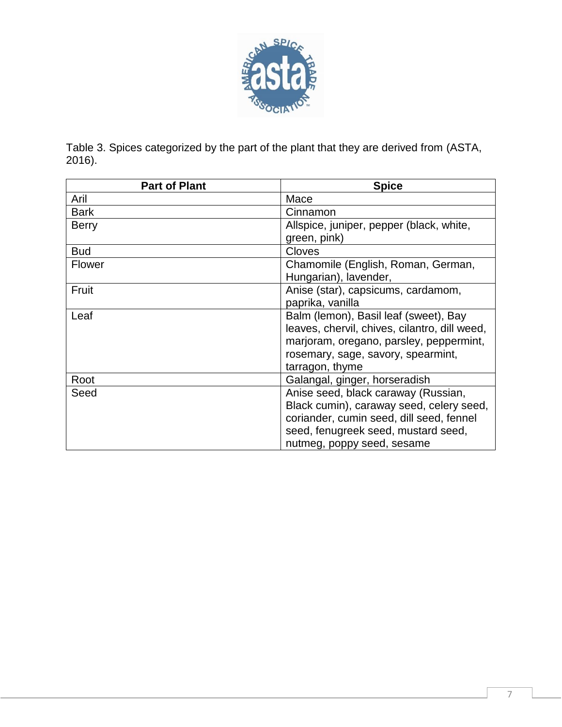Table 3. Spices categorized by the part of the plant that they are derived from (ASTA, 2016).

| Part of Plant | Spice |
| --- | --- |
| Aril | Mace |
| Bark | Cinnamon |
| Berry | Allspice, juniper, pepper (black, white, green, pink) |
| Bud | Cloves |
| Flower | Chamomile (English, Roman, German, Hungarian), lavender, |
| Fruit | Anise (star), capsicums, cardamom, paprika, vanilla |
| Leaf | Balm (lemon), Basil leaf (sweet), Bay leaves, chervil, chives, cilantro, dill weed, marjoram, oregano, parsley, peppermint, rosemary, sage, savory, spearmint, tarragon, thyme |
| Root | Galangal, ginger, horseradish |
| Seed | Anise seed, black caraway (Russian, Black cumin), caraway seed, celery seed, coriander, cumin seed, dill seed, fennel seed, fenugreek seed, mustard seed, nutmeg, poppy seed, sesame |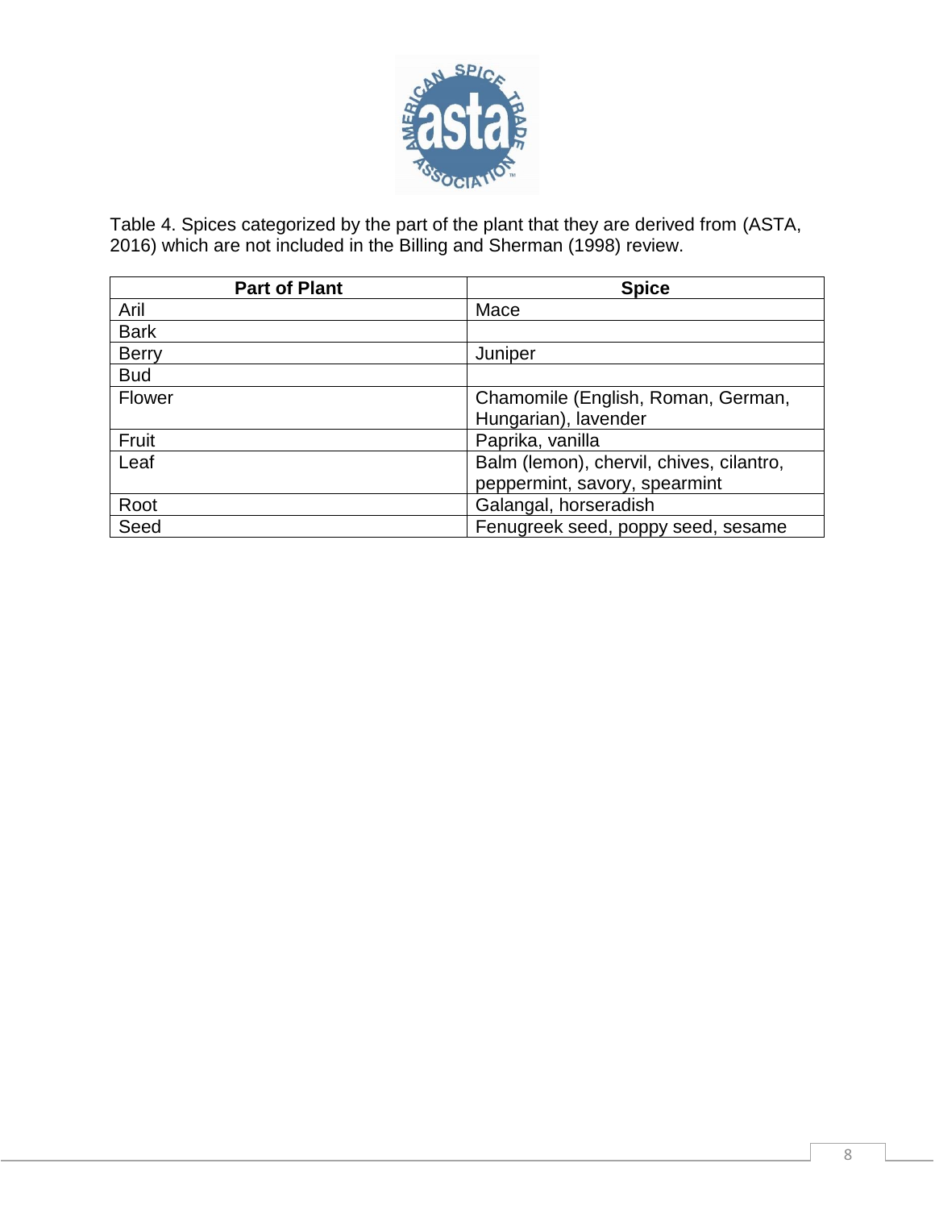Table 4. Spices categorized by the part of the plant that they are derived from (ASTA, 2016) which are not included in the Billing and Sherman (1998) review.

| Part of Plant | Spice |
|---|---|
| Aril | Mace |
| Bark | |
| Berry | Juniper |
| Bud | |
| Flower | Chamomile (English, Roman, German, Hungarian), lavender |
| Fruit | Paprika, vanilla |
| Leaf | Balm (lemon), chervil, chives, cilantro, peppermint, savory, spearmint |
| Root | Galangal, horseradish |
| Seed | Fenugreek seed, poppy seed, sesame |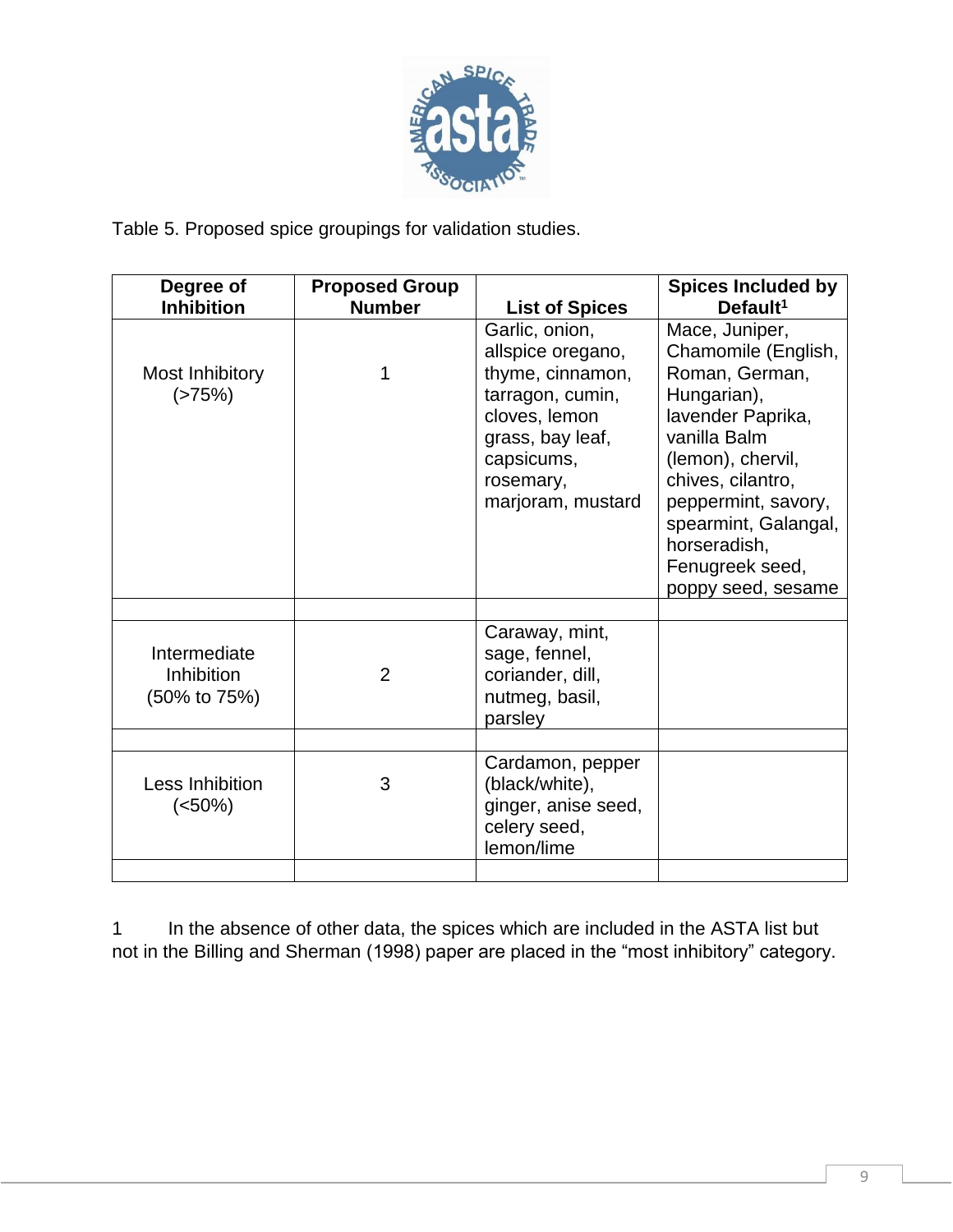Table 5. Proposed spice groupings for validation studies.

| Degree of Inhibition | Proposed Group Number | List of Spices | Spices Included by Default[1] |
|---|---|---|---|
| Most Inhibitory (>75%) | 1 | Garlic, onion, allspice oregano, thyme, cinnamon, tarragon, cumin, cloves, lemon grass, bay leaf, capsicums, rosemary, marjoram, mustard | Mace, Juniper, Chamomile (English, Roman, German, Hungarian), lavender Paprika, vanilla Balm (lemon), chervil, chives, cilantro, peppermint, savory, spearmint, Galangal, horseradish, Fenugreek seed, poppy seed, sesame |
| | | | |
| Intermediate Inhibition (50% to 75%) | 2 | Caraway, mint, sage, fennel, coriander, dill, nutmeg, basil, parsley | |
| | | | |
| Less Inhibition (<50%) | 3 | Cardamon, pepper (black/white), ginger, anise seed, celery seed, lemon/lime | |
| | | | |

1 In the absence of other data, the spices which are included in the ASTA list but not in the Billing and Sherman (1998) paper are placed in the "most inhibitory" category.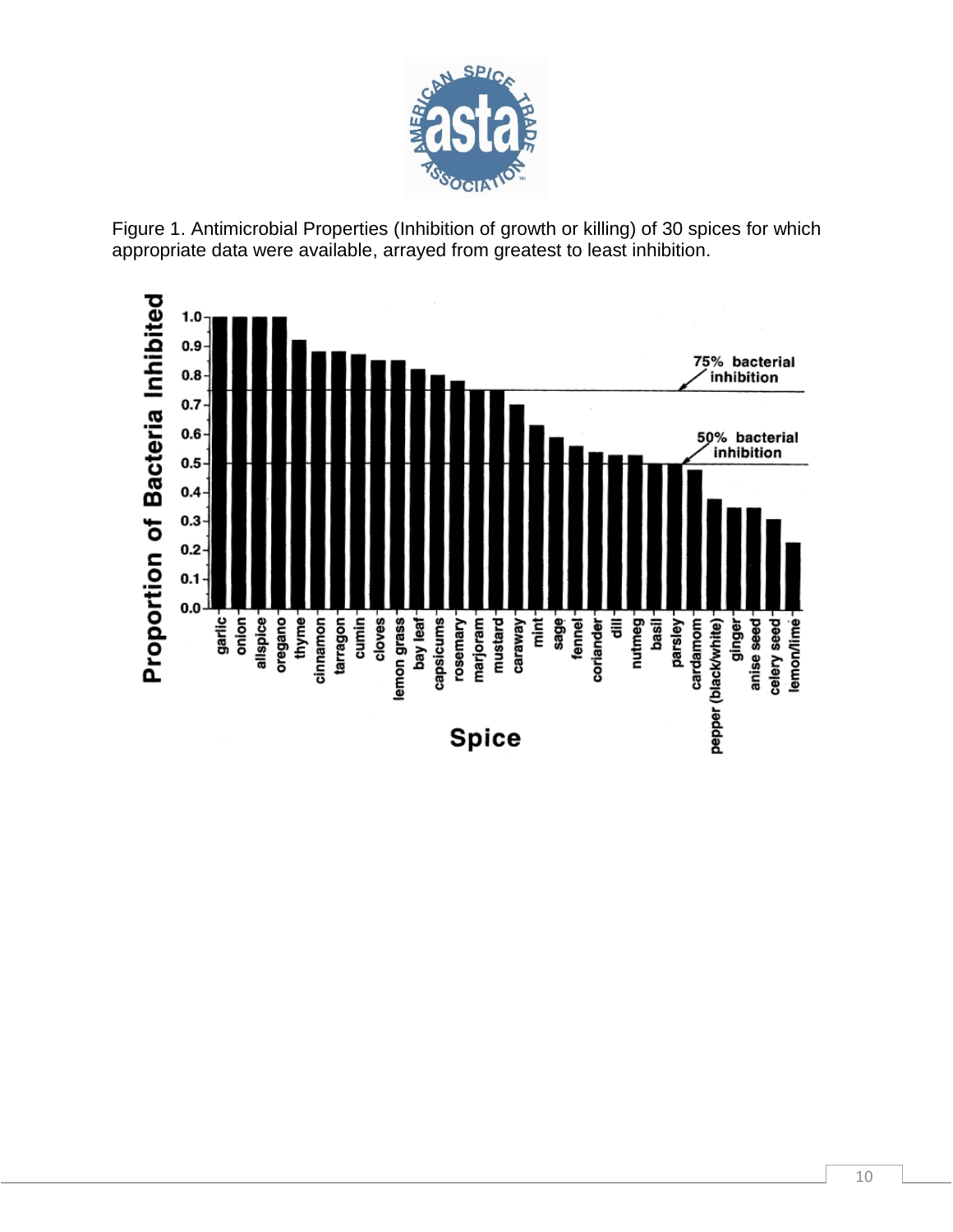Figure 1. Antimicrobial Properties (Inhibition of growth or killing) of 30 spices for which appropriate data were available, arrayed from greatest to least inhibition.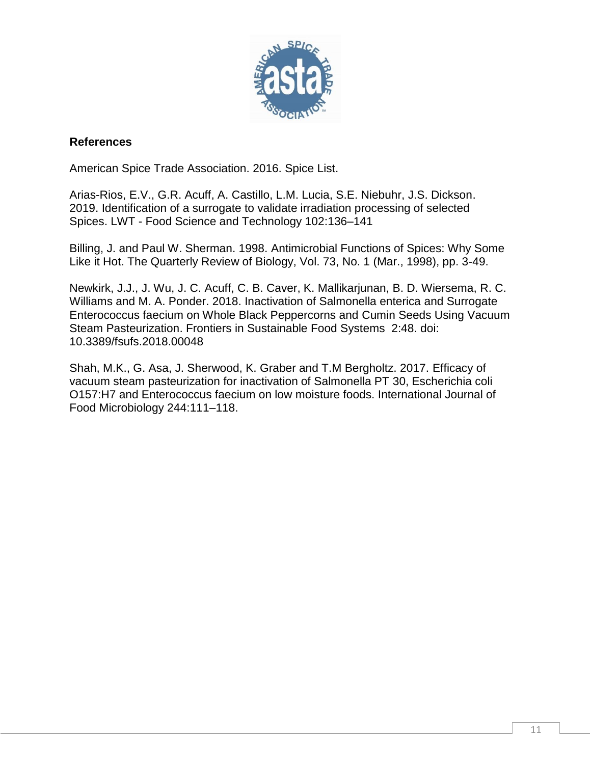**References**

American Spice Trade Association. 2016. Spice List.

Arias-Rios, E.V., G.R. Acuff, A. Castillo, L.M. Lucia, S.E. Niebuhr, J.S. Dickson. 2019. Identification of a surrogate to validate irradiation processing of selected Spices. LWT - Food Science and Technology 102:136–141

Billing, J. and Paul W. Sherman. 1998. Antimicrobial Functions of Spices: Why Some Like it Hot. The Quarterly Review of Biology, Vol. 73, No. 1 (Mar., 1998), pp. 3-49.

Newkirk, J.J., J. Wu, J. C. Acuff, C. B. Caver, K. Mallikarjunan, B. D. Wiersema, R. C. Williams and M. A. Ponder. 2018. Inactivation of Salmonella enterica and Surrogate Enterococcus faecium on Whole Black Peppercorns and Cumin Seeds Using Vacuum Steam Pasteurization. Frontiers in Sustainable Food Systems 2:48. doi: 10.3389/fsufs.2018.00048

Shah, M.K., G. Asa, J. Sherwood, K. Graber and T.M Bergholtz. 2017. Efficacy of vacuum steam pasteurization for inactivation of Salmonella PT 30, Escherichia coli O157:H7 and Enterococcus faecium on low moisture foods. International Journal of Food Microbiology 244:111–118.